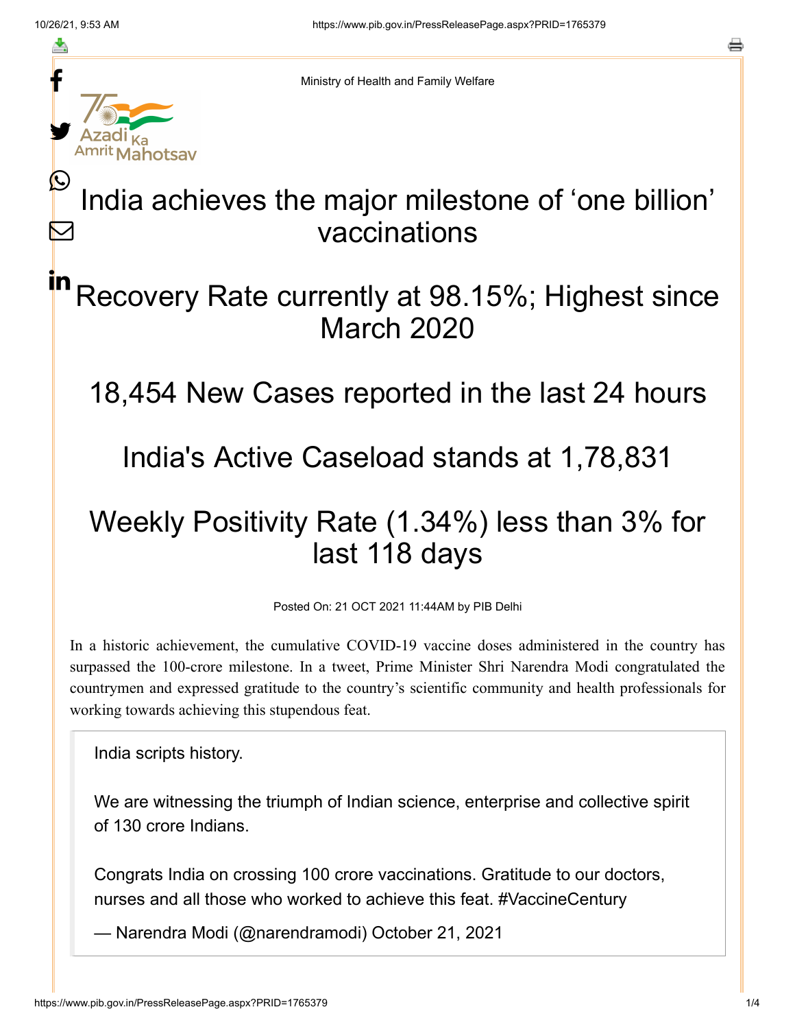Ministry of Health and Family Welfare

# India achieves the major milestone of ‘one billion’ vaccinations

## Recovery Rate currently at 98.15%; Highest since March 2020

## 18,454 New Cases reported in the last 24 hours

## India's Active Caseload stands at 1,78,831

## Weekly Positivity Rate (1.34%) less than 3% for last 118 days

Posted On: 21 OCT 2021 11:44AM by PIB Delhi

In a historic achievement, the cumulative COVID-19 vaccine doses administered in the country has surpassed the 100-crore milestone. In a tweet, Prime Minister Shri Narendra Modi congratulated the countrymen and expressed gratitude to the country’s scientific community and health professionals for working towards achieving this stupendous feat.

> India scripts history.
>
> We are witnessing the triumph of Indian science, enterprise and collective spirit of 130 crore Indians.
>
> Congrats India on crossing 100 crore vaccinations. Gratitude to our doctors, nurses and all those who worked to achieve this feat. #VaccineCentury
>
> — Narendra Modi (@narendramodi) October 21, 2021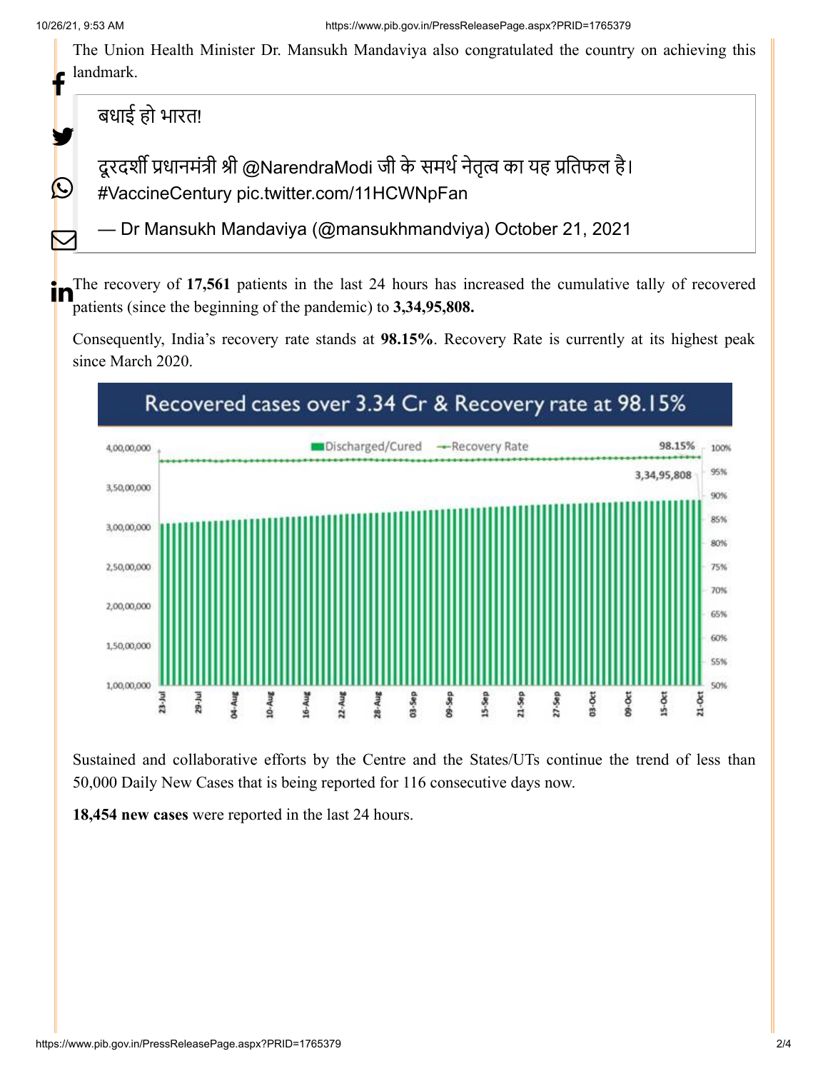The Union Health Minister Dr. Mansukh Mandaviya also congratulated the country on achieving this landmark.

> बधाई हो भारत!
>
> दूरदर्शी प्रधानमंत्री श्री @NarendraModi जी के समर्थ नेतृत्व का यह प्रतिफल है। #VaccineCentury pic.twitter.com/11HCWNpFan
>
> — Dr Mansukh Mandaviya (@mansukhmandviya) October 21, 2021

The recovery of **17,561** patients in the last 24 hours has increased the cumulative tally of recovered patients (since the beginning of the pandemic) to **3,34,95,808.**

Consequently, India's recovery rate stands at **98.15%**. Recovery Rate is currently at its highest peak since March 2020.

Sustained and collaborative efforts by the Centre and the States/UTs continue the trend of less than 50,000 Daily New Cases that is being reported for 116 consecutive days now.

**18,454 new cases** were reported in the last 24 hours.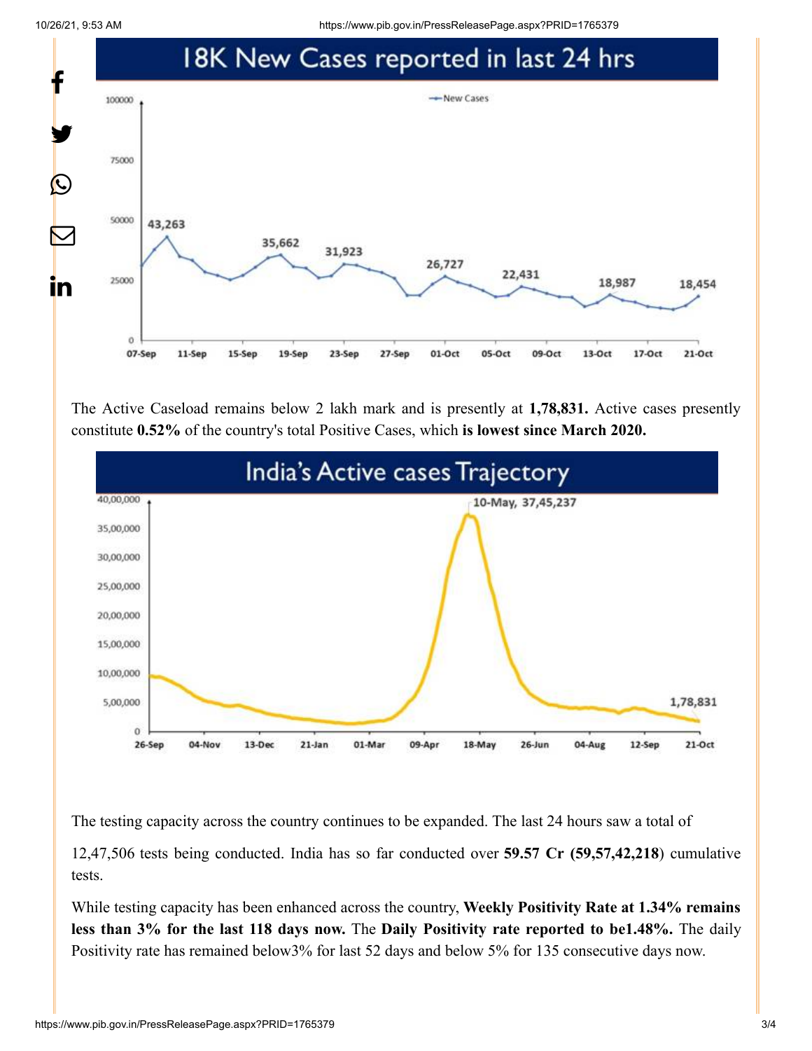## 18K New Cases reported in last 24 hrs

The Active Caseload remains below 2 lakh mark and is presently at **1,78,831.** Active cases presently constitute **0.52%** of the country's total Positive Cases, which **is lowest since March 2020.**

## India's Active cases Trajectory

The testing capacity across the country continues to be expanded. The last 24 hours saw a total of

12,47,506 tests being conducted. India has so far conducted over **59.57 Cr (59,57,42,218**) cumulative tests.

While testing capacity has been enhanced across the country, **Weekly Positivity Rate at 1.34% remains less than 3% for the last 118 days now.** The **Daily Positivity rate reported to be1.48%.** The daily Positivity rate has remained below3% for last 52 days and below 5% for 135 consecutive days now.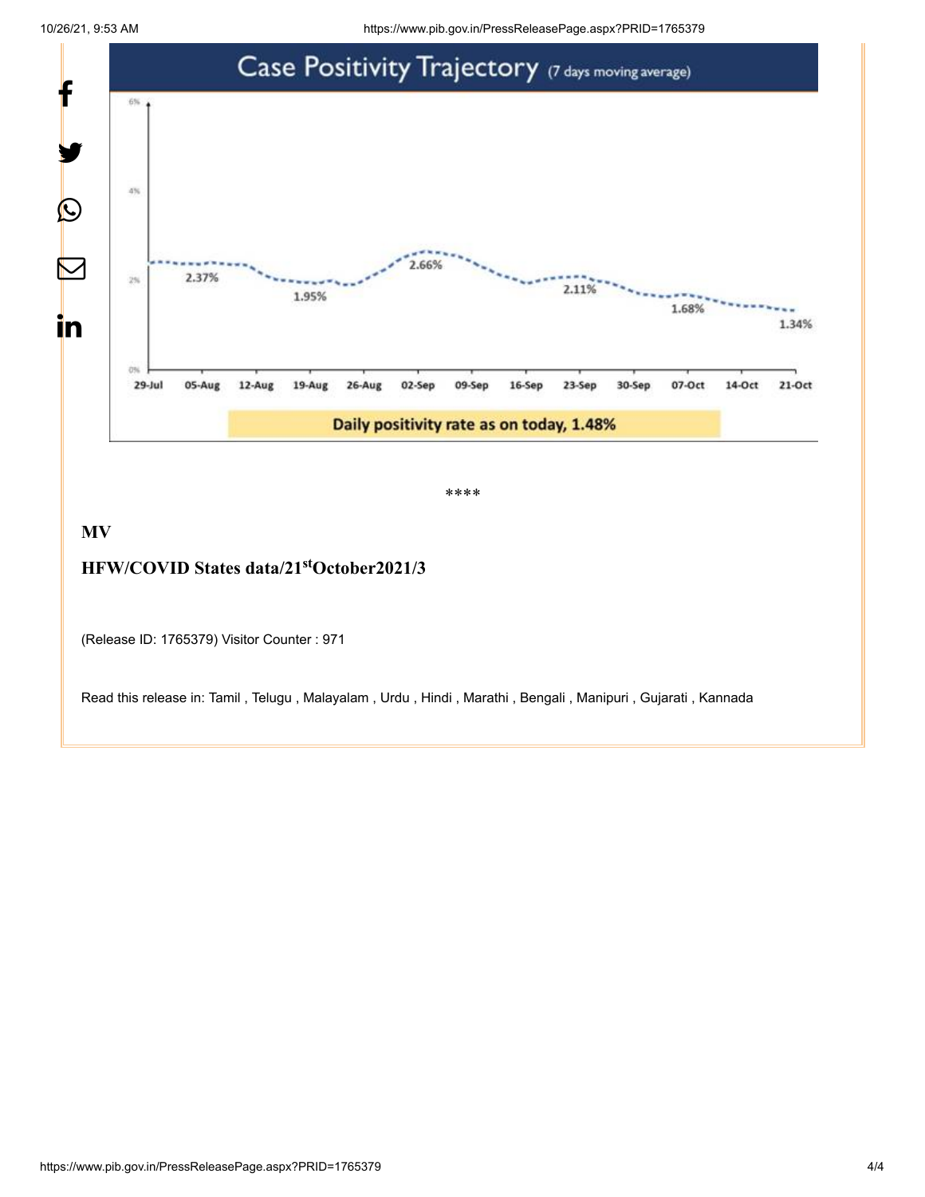Case Positivity Trajectory (7 days moving average)

6%
4%
2%
0%

2.37%
1.95%
2.66%
2.11%
1.68%
1.34%

29-Jul 05-Aug 12-Aug 19-Aug 26-Aug 02-Sep 09-Sep 16-Sep 23-Sep 30-Sep 07-Oct 14-Oct 21-Oct

Daily positivity rate as on today, 1.48%

****

**MV**

**HFW/COVID States data/21st October2021/3**

(Release ID: 1765379) Visitor Counter : 971

Read this release in: Tamil , Telugu , Malayalam , Urdu , Hindi , Marathi , Bengali , Manipuri , Gujarati , Kannada